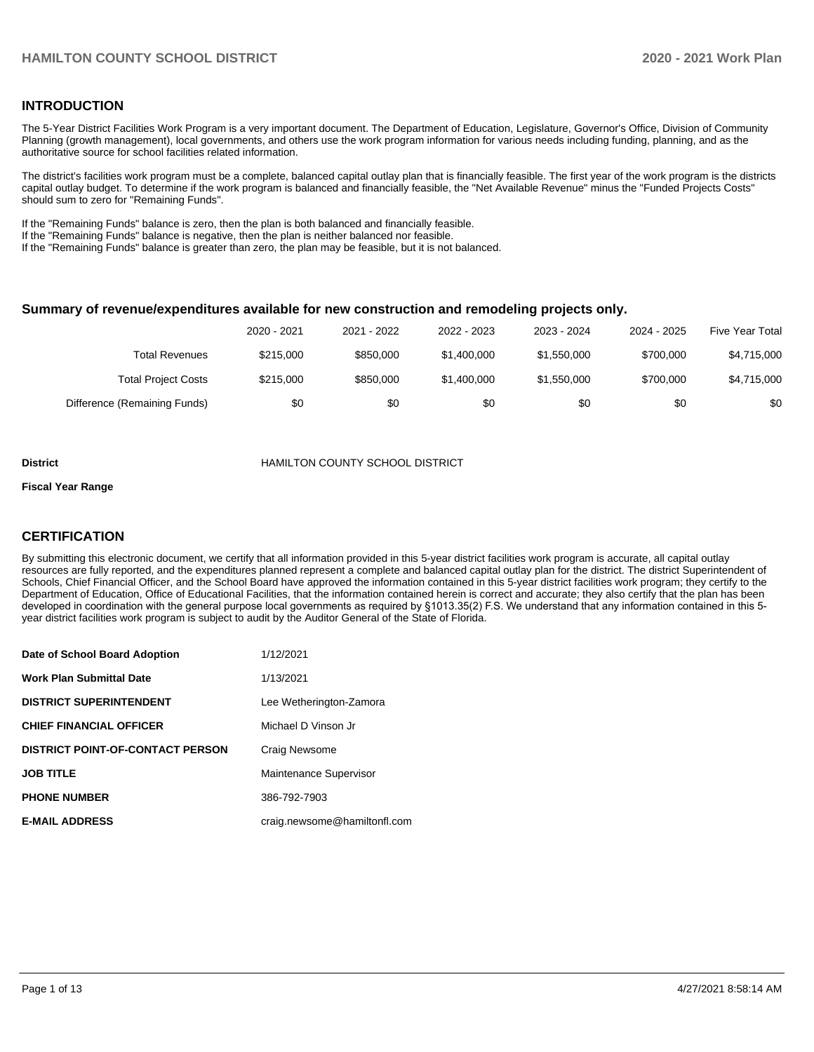## INTRODUCTION

The 5-Year District Facilities Work Program is a very important document. The Department of Education, Legislature, Governor's Office, Division of Community Planning (growth management), local governments, and others use the work program information for various needs including funding, planning, and as the authoritative source for school facilities related information.

The district's facilities work program must be a complete, balanced capital outlay plan that is financially feasible. The first year of the work program is the districts capital outlay budget. To determine if the work program is balanced and financially feasible, the "Net Available Revenue" minus the "Funded Projects Costs" should sum to zero for "Remaining Funds".

If the "Remaining Funds" balance is zero, then the plan is both balanced and financially feasible.
If the "Remaining Funds" balance is negative, then the plan is neither balanced nor feasible.
If the "Remaining Funds" balance is greater than zero, the plan may be feasible, but it is not balanced.

### Summary of revenue/expenditures available for new construction and remodeling projects only.

| | 2020 - 2021 | 2021 - 2022 | 2022 - 2023 | 2023 - 2024 | 2024 - 2025 | Five Year Total |
|---|---|---|---|---|---|---|
| Total Revenues | $215,000 | $850,000 | $1,400,000 | $1,550,000 | $700,000 | $4,715,000 |
| Total Project Costs | $215,000 | $850,000 | $1,400,000 | $1,550,000 | $700,000 | $4,715,000 |
| Difference (Remaining Funds) | $0 | $0 | $0 | $0 | $0 | $0 |

**District** HAMILTON COUNTY SCHOOL DISTRICT

**Fiscal Year Range**

## CERTIFICATION

By submitting this electronic document, we certify that all information provided in this 5-year district facilities work program is accurate, all capital outlay resources are fully reported, and the expenditures planned represent a complete and balanced capital outlay plan for the district. The district Superintendent of Schools, Chief Financial Officer, and the School Board have approved the information contained in this 5-year district facilities work program; they certify to the Department of Education, Office of Educational Facilities, that the information contained herein is correct and accurate; they also certify that the plan has been developed in coordination with the general purpose local governments as required by §1013.35(2) F.S. We understand that any information contained in this 5-year district facilities work program is subject to audit by the Auditor General of the State of Florida.

| | |
|---|---|
| **Date of School Board Adoption** | 1/12/2021 |
| **Work Plan Submittal Date** | 1/13/2021 |
| **DISTRICT SUPERINTENDENT** | Lee Wetherington-Zamora |
| **CHIEF FINANCIAL OFFICER** | Michael D Vinson Jr |
| **DISTRICT POINT-OF-CONTACT PERSON** | Craig Newsome |
| **JOB TITLE** | Maintenance Supervisor |
| **PHONE NUMBER** | 386-792-7903 |
| **E-MAIL ADDRESS** | craig.newsome@hamiltonfl.com |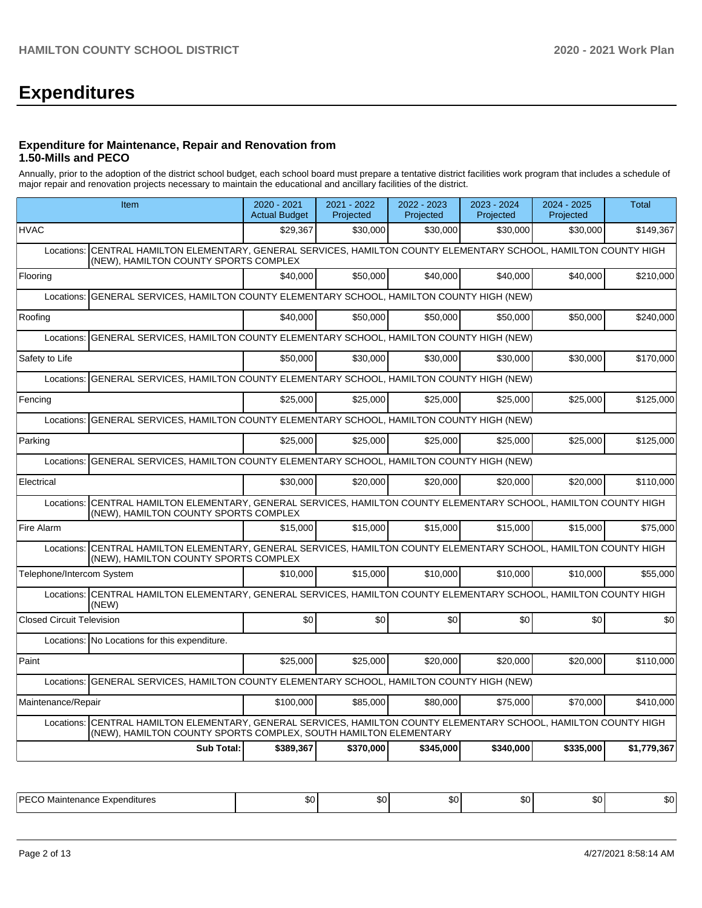# Expenditures

### Expenditure for Maintenance, Repair and Renovation from 1.50-Mills and PECO

Annually, prior to the adoption of the district school budget, each school board must prepare a tentative district facilities work program that includes a schedule of major repair and renovation projects necessary to maintain the educational and ancillary facilities of the district.

| Item | 2020 - 2021 Actual Budget | 2021 - 2022 Projected | 2022 - 2023 Projected | 2023 - 2024 Projected | 2024 - 2025 Projected | Total |
|---|---|---|---|---|---|---|
| HVAC | $29,367 | $30,000 | $30,000 | $30,000 | $30,000 | $149,367 |
| Locations: CENTRAL HAMILTON ELEMENTARY, GENERAL SERVICES, HAMILTON COUNTY ELEMENTARY SCHOOL, HAMILTON COUNTY HIGH (NEW), HAMILTON COUNTY SPORTS COMPLEX | | | | | | |
| Flooring | $40,000 | $50,000 | $40,000 | $40,000 | $40,000 | $210,000 |
| Locations: GENERAL SERVICES, HAMILTON COUNTY ELEMENTARY SCHOOL, HAMILTON COUNTY HIGH (NEW) | | | | | | |
| Roofing | $40,000 | $50,000 | $50,000 | $50,000 | $50,000 | $240,000 |
| Locations: GENERAL SERVICES, HAMILTON COUNTY ELEMENTARY SCHOOL, HAMILTON COUNTY HIGH (NEW) | | | | | | |
| Safety to Life | $50,000 | $30,000 | $30,000 | $30,000 | $30,000 | $170,000 |
| Locations: GENERAL SERVICES, HAMILTON COUNTY ELEMENTARY SCHOOL, HAMILTON COUNTY HIGH (NEW) | | | | | | |
| Fencing | $25,000 | $25,000 | $25,000 | $25,000 | $25,000 | $125,000 |
| Locations: GENERAL SERVICES, HAMILTON COUNTY ELEMENTARY SCHOOL, HAMILTON COUNTY HIGH (NEW) | | | | | | |
| Parking | $25,000 | $25,000 | $25,000 | $25,000 | $25,000 | $125,000 |
| Locations: GENERAL SERVICES, HAMILTON COUNTY ELEMENTARY SCHOOL, HAMILTON COUNTY HIGH (NEW) | | | | | | |
| Electrical | $30,000 | $20,000 | $20,000 | $20,000 | $20,000 | $110,000 |
| Locations: CENTRAL HAMILTON ELEMENTARY, GENERAL SERVICES, HAMILTON COUNTY ELEMENTARY SCHOOL, HAMILTON COUNTY HIGH (NEW), HAMILTON COUNTY SPORTS COMPLEX | | | | | | |
| Fire Alarm | $15,000 | $15,000 | $15,000 | $15,000 | $15,000 | $75,000 |
| Locations: CENTRAL HAMILTON ELEMENTARY, GENERAL SERVICES, HAMILTON COUNTY ELEMENTARY SCHOOL, HAMILTON COUNTY HIGH (NEW), HAMILTON COUNTY SPORTS COMPLEX | | | | | | |
| Telephone/Intercom System | $10,000 | $15,000 | $10,000 | $10,000 | $10,000 | $55,000 |
| Locations: CENTRAL HAMILTON ELEMENTARY, GENERAL SERVICES, HAMILTON COUNTY ELEMENTARY SCHOOL, HAMILTON COUNTY HIGH (NEW) | | | | | | |
| Closed Circuit Television | $0 | $0 | $0 | $0 | $0 | $0 |
| Locations: No Locations for this expenditure. | | | | | | |
| Paint | $25,000 | $25,000 | $20,000 | $20,000 | $20,000 | $110,000 |
| Locations: GENERAL SERVICES, HAMILTON COUNTY ELEMENTARY SCHOOL, HAMILTON COUNTY HIGH (NEW) | | | | | | |
| Maintenance/Repair | $100,000 | $85,000 | $80,000 | $75,000 | $70,000 | $410,000 |
| Locations: CENTRAL HAMILTON ELEMENTARY, GENERAL SERVICES, HAMILTON COUNTY ELEMENTARY SCHOOL, HAMILTON COUNTY HIGH (NEW), HAMILTON COUNTY SPORTS COMPLEX, SOUTH HAMILTON ELEMENTARY | | | | | | |
| **Sub Total:** | **$389,367** | **$370,000** | **$345,000** | **$340,000** | **$335,000** | **$1,779,367** |

| Item | 2020 - 2021 Actual Budget | 2021 - 2022 Projected | 2022 - 2023 Projected | 2023 - 2024 Projected | 2024 - 2025 Projected | Total |
|---|---|---|---|---|---|---|
| PECO Maintenance Expenditures | $0 | $0 | $0 | $0 | $0 | $0 |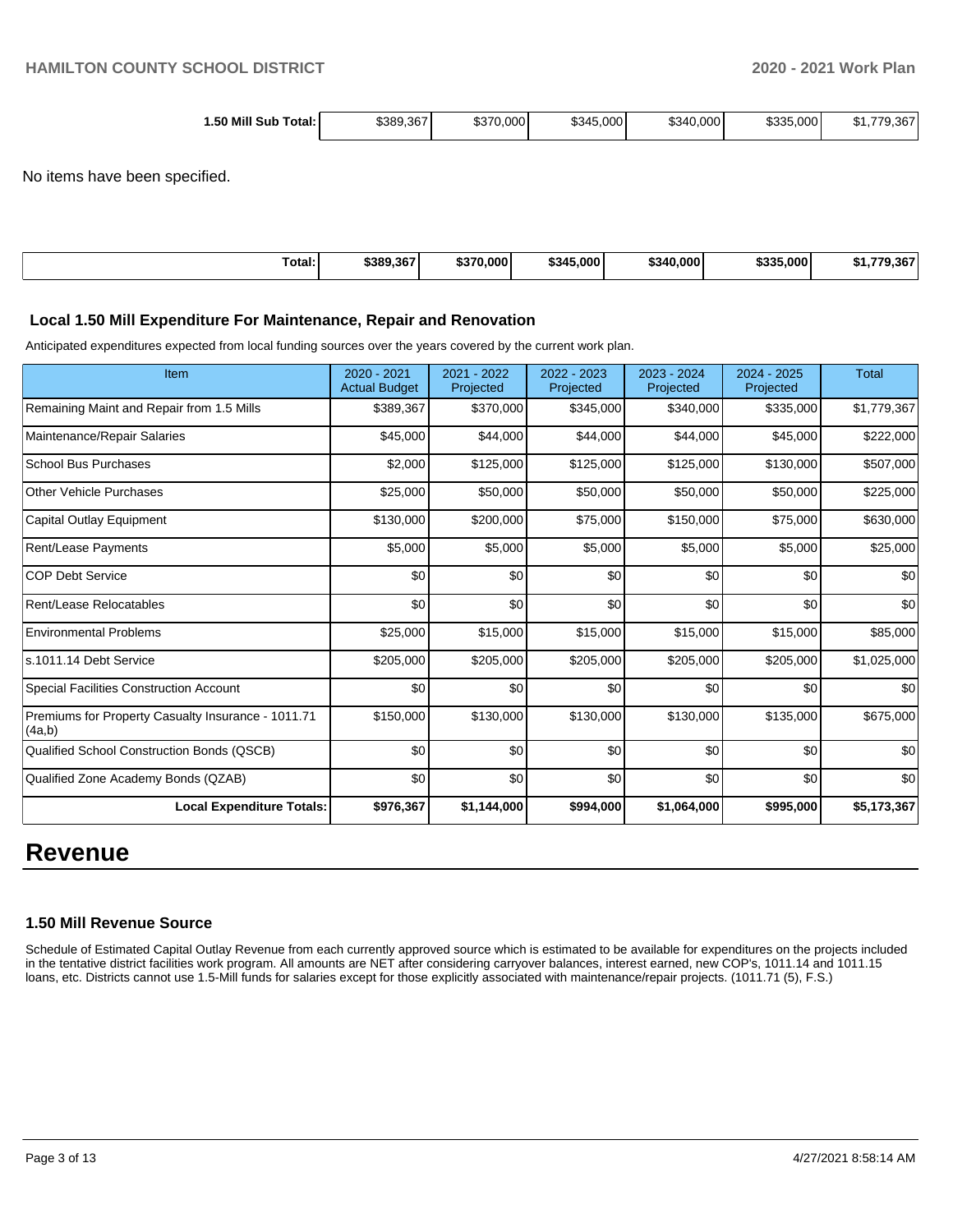| 1.50 Mill Sub Total: | $389,367 | $370,000 | $345,000 | $340,000 | $335,000 | $1,779,367 |
|---|---|---|---|---|---|---|

No items have been specified.

| Total: | $389,367 | $370,000 | $345,000 | $340,000 | $335,000 | $1,779,367 |
|---|---|---|---|---|---|---|

### Local 1.50 Mill Expenditure For Maintenance, Repair and Renovation

Anticipated expenditures expected from local funding sources over the years covered by the current work plan.

| Item | 2020 - 2021 Actual Budget | 2021 - 2022 Projected | 2022 - 2023 Projected | 2023 - 2024 Projected | 2024 - 2025 Projected | Total |
|---|---|---|---|---|---|---|
| Remaining Maint and Repair from 1.5 Mills | $389,367 | $370,000 | $345,000 | $340,000 | $335,000 | $1,779,367 |
| Maintenance/Repair Salaries | $45,000 | $44,000 | $44,000 | $44,000 | $45,000 | $222,000 |
| School Bus Purchases | $2,000 | $125,000 | $125,000 | $125,000 | $130,000 | $507,000 |
| Other Vehicle Purchases | $25,000 | $50,000 | $50,000 | $50,000 | $50,000 | $225,000 |
| Capital Outlay Equipment | $130,000 | $200,000 | $75,000 | $150,000 | $75,000 | $630,000 |
| Rent/Lease Payments | $5,000 | $5,000 | $5,000 | $5,000 | $5,000 | $25,000 |
| COP Debt Service | $0 | $0 | $0 | $0 | $0 | $0 |
| Rent/Lease Relocatables | $0 | $0 | $0 | $0 | $0 | $0 |
| Environmental Problems | $25,000 | $15,000 | $15,000 | $15,000 | $15,000 | $85,000 |
| s.1011.14 Debt Service | $205,000 | $205,000 | $205,000 | $205,000 | $205,000 | $1,025,000 |
| Special Facilities Construction Account | $0 | $0 | $0 | $0 | $0 | $0 |
| Premiums for Property Casualty Insurance - 1011.71 (4a,b) | $150,000 | $130,000 | $130,000 | $130,000 | $135,000 | $675,000 |
| Qualified School Construction Bonds (QSCB) | $0 | $0 | $0 | $0 | $0 | $0 |
| Qualified Zone Academy Bonds (QZAB) | $0 | $0 | $0 | $0 | $0 | $0 |
| **Local Expenditure Totals:** | **$976,367** | **$1,144,000** | **$994,000** | **$1,064,000** | **$995,000** | **$5,173,367** |

# Revenue

### 1.50 Mill Revenue Source

Schedule of Estimated Capital Outlay Revenue from each currently approved source which is estimated to be available for expenditures on the projects included in the tentative district facilities work program. All amounts are NET after considering carryover balances, interest earned, new COP's, 1011.14 and 1011.15 loans, etc. Districts cannot use 1.5-Mill funds for salaries except for those explicitly associated with maintenance/repair projects. (1011.71 (5), F.S.)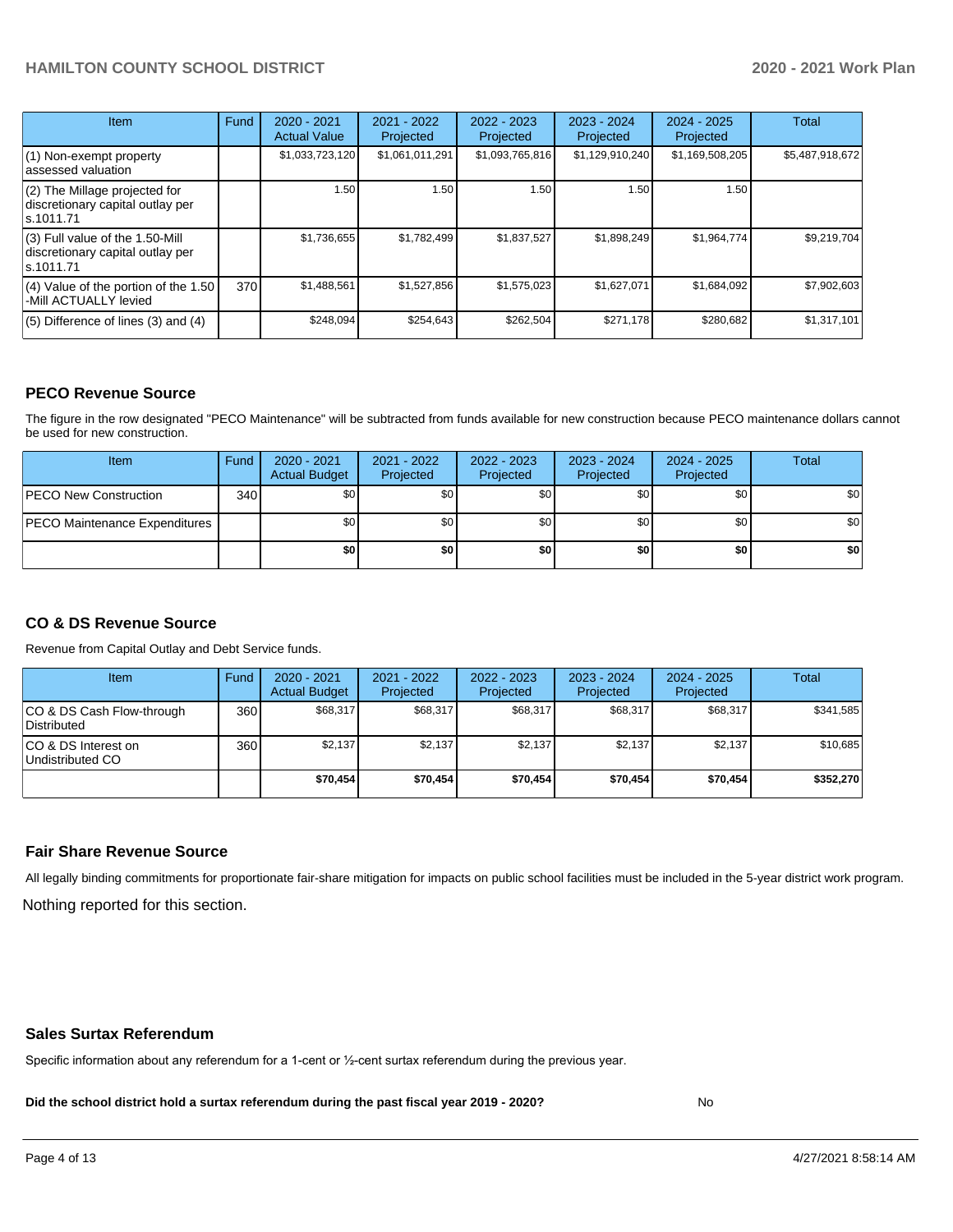| Item | Fund | 2020 - 2021 Actual Value | 2021 - 2022 Projected | 2022 - 2023 Projected | 2023 - 2024 Projected | 2024 - 2025 Projected | Total |
|---|---|---|---|---|---|---|---|
| (1) Non-exempt property assessed valuation | | $1,033,723,120 | $1,061,011,291 | $1,093,765,816 | $1,129,910,240 | $1,169,508,205 | $5,487,918,672 |
| (2) The Millage projected for discretionary capital outlay per s.1011.71 | | 1.50 | 1.50 | 1.50 | 1.50 | 1.50 | |
| (3) Full value of the 1.50-Mill discretionary capital outlay per s.1011.71 | | $1,736,655 | $1,782,499 | $1,837,527 | $1,898,249 | $1,964,774 | $9,219,704 |
| (4) Value of the portion of the 1.50 -Mill ACTUALLY levied | 370 | $1,488,561 | $1,527,856 | $1,575,023 | $1,627,071 | $1,684,092 | $7,902,603 |
| (5) Difference of lines (3) and (4) | | $248,094 | $254,643 | $262,504 | $271,178 | $280,682 | $1,317,101 |

## PECO Revenue Source

The figure in the row designated "PECO Maintenance" will be subtracted from funds available for new construction because PECO maintenance dollars cannot be used for new construction.

| Item | Fund | 2020 - 2021 Actual Budget | 2021 - 2022 Projected | 2022 - 2023 Projected | 2023 - 2024 Projected | 2024 - 2025 Projected | Total |
|---|---|---|---|---|---|---|---|
| PECO New Construction | 340 | $0 | $0 | $0 | $0 | $0 | $0 |
| PECO Maintenance Expenditures | | $0 | $0 | $0 | $0 | $0 | $0 |
| | | **$0** | **$0** | **$0** | **$0** | **$0** | **$0** |

## CO & DS Revenue Source

Revenue from Capital Outlay and Debt Service funds.

| Item | Fund | 2020 - 2021 Actual Budget | 2021 - 2022 Projected | 2022 - 2023 Projected | 2023 - 2024 Projected | 2024 - 2025 Projected | Total |
|---|---|---|---|---|---|---|---|
| CO & DS Cash Flow-through Distributed | 360 | $68,317 | $68,317 | $68,317 | $68,317 | $68,317 | $341,585 |
| CO & DS Interest on Undistributed CO | 360 | $2,137 | $2,137 | $2,137 | $2,137 | $2,137 | $10,685 |
| | | **$70,454** | **$70,454** | **$70,454** | **$70,454** | **$70,454** | **$352,270** |

## Fair Share Revenue Source

All legally binding commitments for proportionate fair-share mitigation for impacts on public school facilities must be included in the 5-year district work program.

Nothing reported for this section.

## Sales Surtax Referendum

Specific information about any referendum for a 1-cent or ½-cent surtax referendum during the previous year.

**Did the school district hold a surtax referendum during the past fiscal year 2019 - 2020?** No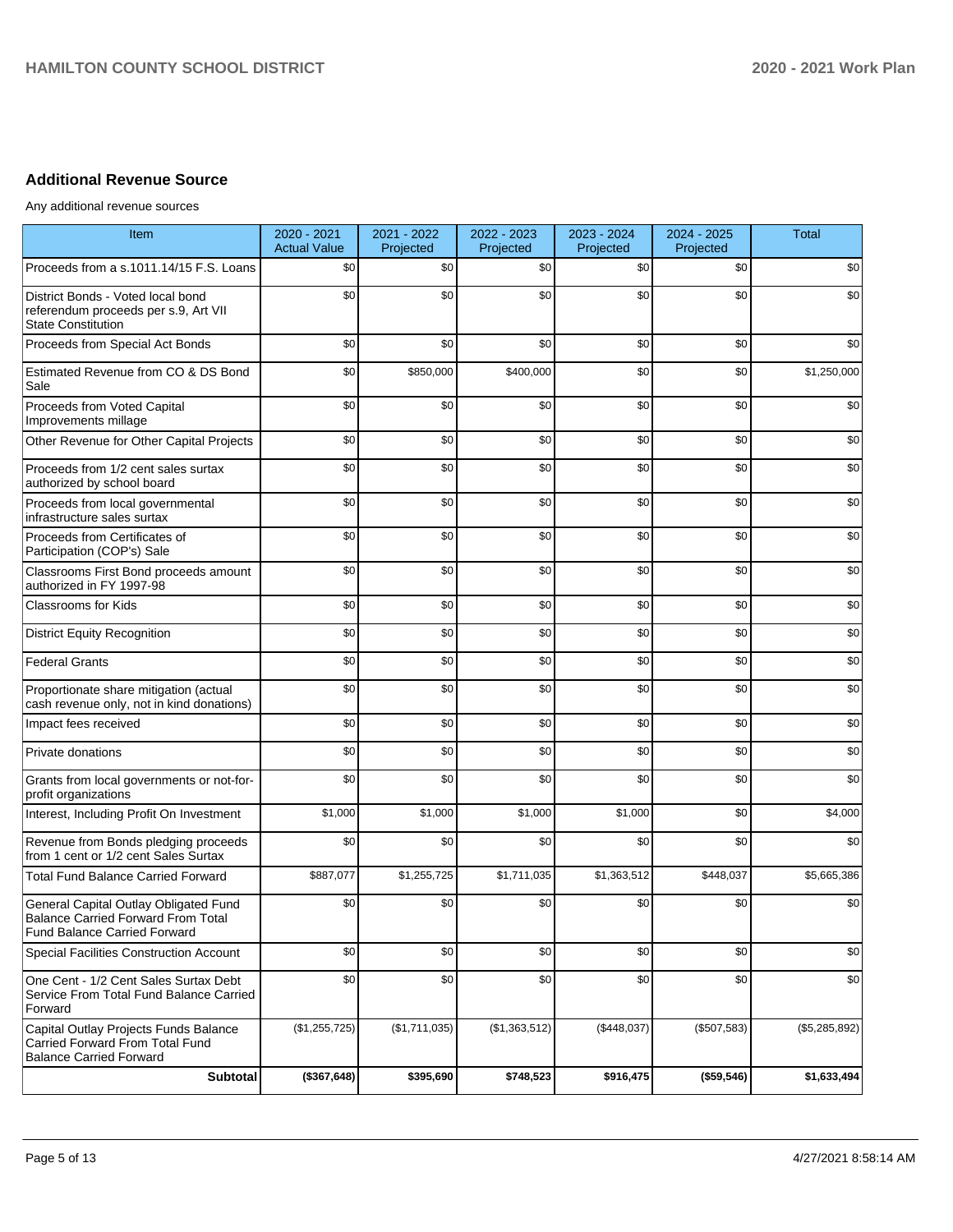## Additional Revenue Source

Any additional revenue sources

| Item | 2020 - 2021 Actual Value | 2021 - 2022 Projected | 2022 - 2023 Projected | 2023 - 2024 Projected | 2024 - 2025 Projected | Total |
|---|---|---|---|---|---|---|
| Proceeds from a s.1011.14/15 F.S. Loans | $0 | $0 | $0 | $0 | $0 | $0 |
| District Bonds - Voted local bond referendum proceeds per s.9, Art VII State Constitution | $0 | $0 | $0 | $0 | $0 | $0 |
| Proceeds from Special Act Bonds | $0 | $0 | $0 | $0 | $0 | $0 |
| Estimated Revenue from CO & DS Bond Sale | $0 | $850,000 | $400,000 | $0 | $0 | $1,250,000 |
| Proceeds from Voted Capital Improvements millage | $0 | $0 | $0 | $0 | $0 | $0 |
| Other Revenue for Other Capital Projects | $0 | $0 | $0 | $0 | $0 | $0 |
| Proceeds from 1/2 cent sales surtax authorized by school board | $0 | $0 | $0 | $0 | $0 | $0 |
| Proceeds from local governmental infrastructure sales surtax | $0 | $0 | $0 | $0 | $0 | $0 |
| Proceeds from Certificates of Participation (COP's) Sale | $0 | $0 | $0 | $0 | $0 | $0 |
| Classrooms First Bond proceeds amount authorized in FY 1997-98 | $0 | $0 | $0 | $0 | $0 | $0 |
| Classrooms for Kids | $0 | $0 | $0 | $0 | $0 | $0 |
| District Equity Recognition | $0 | $0 | $0 | $0 | $0 | $0 |
| Federal Grants | $0 | $0 | $0 | $0 | $0 | $0 |
| Proportionate share mitigation (actual cash revenue only, not in kind donations) | $0 | $0 | $0 | $0 | $0 | $0 |
| Impact fees received | $0 | $0 | $0 | $0 | $0 | $0 |
| Private donations | $0 | $0 | $0 | $0 | $0 | $0 |
| Grants from local governments or not-for-profit organizations | $0 | $0 | $0 | $0 | $0 | $0 |
| Interest, Including Profit On Investment | $1,000 | $1,000 | $1,000 | $1,000 | $0 | $4,000 |
| Revenue from Bonds pledging proceeds from 1 cent or 1/2 cent Sales Surtax | $0 | $0 | $0 | $0 | $0 | $0 |
| Total Fund Balance Carried Forward | $887,077 | $1,255,725 | $1,711,035 | $1,363,512 | $448,037 | $5,665,386 |
| General Capital Outlay Obligated Fund Balance Carried Forward From Total Fund Balance Carried Forward | $0 | $0 | $0 | $0 | $0 | $0 |
| Special Facilities Construction Account | $0 | $0 | $0 | $0 | $0 | $0 |
| One Cent - 1/2 Cent Sales Surtax Debt Service From Total Fund Balance Carried Forward | $0 | $0 | $0 | $0 | $0 | $0 |
| Capital Outlay Projects Funds Balance Carried Forward From Total Fund Balance Carried Forward | ($1,255,725) | ($1,711,035) | ($1,363,512) | ($448,037) | ($507,583) | ($5,285,892) |
| **Subtotal** | **($367,648)** | **$395,690** | **$748,523** | **$916,475** | **($59,546)** | **$1,633,494** |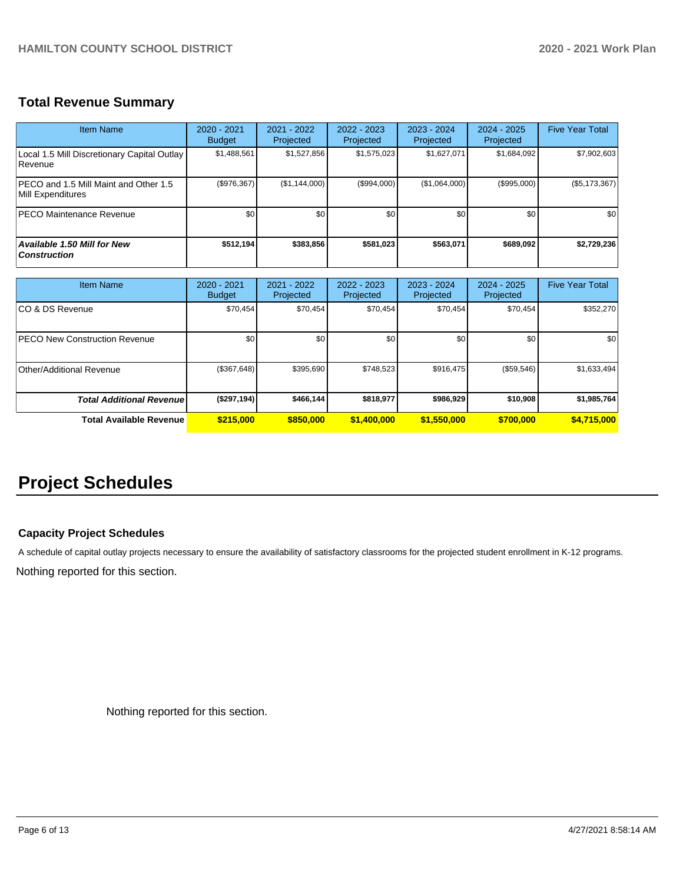## Total Revenue Summary

| Item Name | 2020 - 2021 Budget | 2021 - 2022 Projected | 2022 - 2023 Projected | 2023 - 2024 Projected | 2024 - 2025 Projected | Five Year Total |
|---|---|---|---|---|---|---|
| Local 1.5 Mill Discretionary Capital Outlay Revenue | $1,488,561 | $1,527,856 | $1,575,023 | $1,627,071 | $1,684,092 | $7,902,603 |
| PECO and 1.5 Mill Maint and Other 1.5 Mill Expenditures | ($976,367) | ($1,144,000) | ($994,000) | ($1,064,000) | ($995,000) | ($5,173,367) |
| PECO Maintenance Revenue | $0 | $0 | $0 | $0 | $0 | $0 |
| ***Available 1.50 Mill for New Construction*** | **$512,194** | **$383,856** | **$581,023** | **$563,071** | **$689,092** | **$2,729,236** |

| Item Name | 2020 - 2021 Budget | 2021 - 2022 Projected | 2022 - 2023 Projected | 2023 - 2024 Projected | 2024 - 2025 Projected | Five Year Total |
|---|---|---|---|---|---|---|
| CO & DS Revenue | $70,454 | $70,454 | $70,454 | $70,454 | $70,454 | $352,270 |
| PECO New Construction Revenue | $0 | $0 | $0 | $0 | $0 | $0 |
| Other/Additional Revenue | ($367,648) | $395,690 | $748,523 | $916,475 | ($59,546) | $1,633,494 |
| ***Total Additional Revenue*** | **($297,194)** | **$466,144** | **$818,977** | **$986,929** | **$10,908** | **$1,985,764** |
| **Total Available Revenue** | **$215,000** | **$850,000** | **$1,400,000** | **$1,550,000** | **$700,000** | **$4,715,000** |

# Project Schedules

### Capacity Project Schedules

A schedule of capital outlay projects necessary to ensure the availability of satisfactory classrooms for the projected student enrollment in K-12 programs.

Nothing reported for this section.

Nothing reported for this section.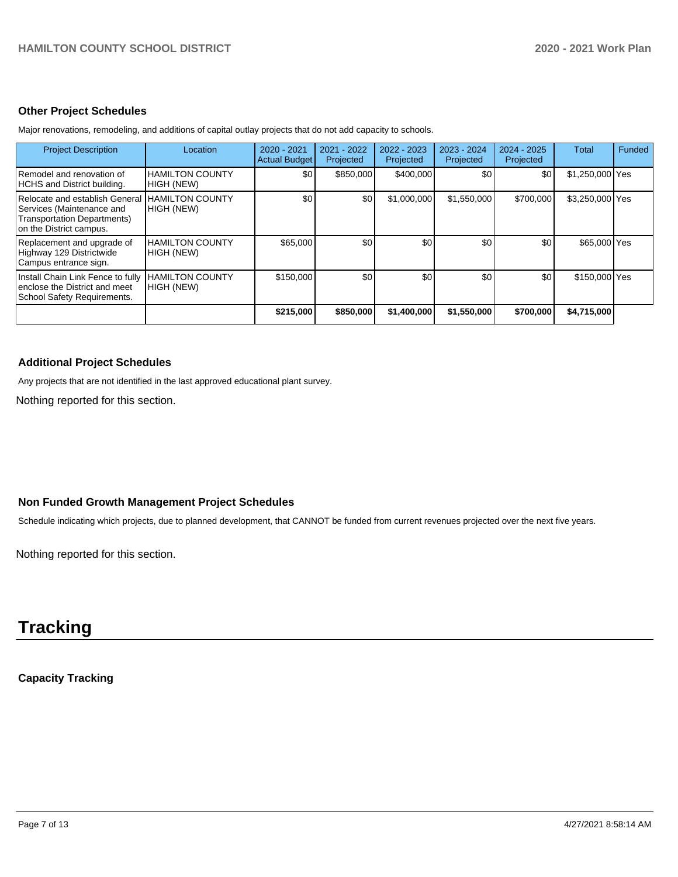### Other Project Schedules

Major renovations, remodeling, and additions of capital outlay projects that do not add capacity to schools.

| Project Description | Location | 2020 - 2021 Actual Budget | 2021 - 2022 Projected | 2022 - 2023 Projected | 2023 - 2024 Projected | 2024 - 2025 Projected | Total | Funded |
|---|---|---|---|---|---|---|---|---|
| Remodel and renovation of HCHS and District building. | HAMILTON COUNTY HIGH (NEW) | $0 | $850,000 | $400,000 | $0 | $0 | $1,250,000 | Yes |
| Relocate and establish General Services (Maintenance and Transportation Departments) on the District campus. | HAMILTON COUNTY HIGH (NEW) | $0 | $0 | $1,000,000 | $1,550,000 | $700,000 | $3,250,000 | Yes |
| Replacement and upgrade of Highway 129 Districtwide Campus entrance sign. | HAMILTON COUNTY HIGH (NEW) | $65,000 | $0 | $0 | $0 | $0 | $65,000 | Yes |
| Install Chain Link Fence to fully enclose the District and meet School Safety Requirements. | HAMILTON COUNTY HIGH (NEW) | $150,000 | $0 | $0 | $0 | $0 | $150,000 | Yes |
| | | **$215,000** | **$850,000** | **$1,400,000** | **$1,550,000** | **$700,000** | **$4,715,000** | |

### Additional Project Schedules

Any projects that are not identified in the last approved educational plant survey.

Nothing reported for this section.

### Non Funded Growth Management Project Schedules

Schedule indicating which projects, due to planned development, that CANNOT be funded from current revenues projected over the next five years.

Nothing reported for this section.

# Tracking

### Capacity Tracking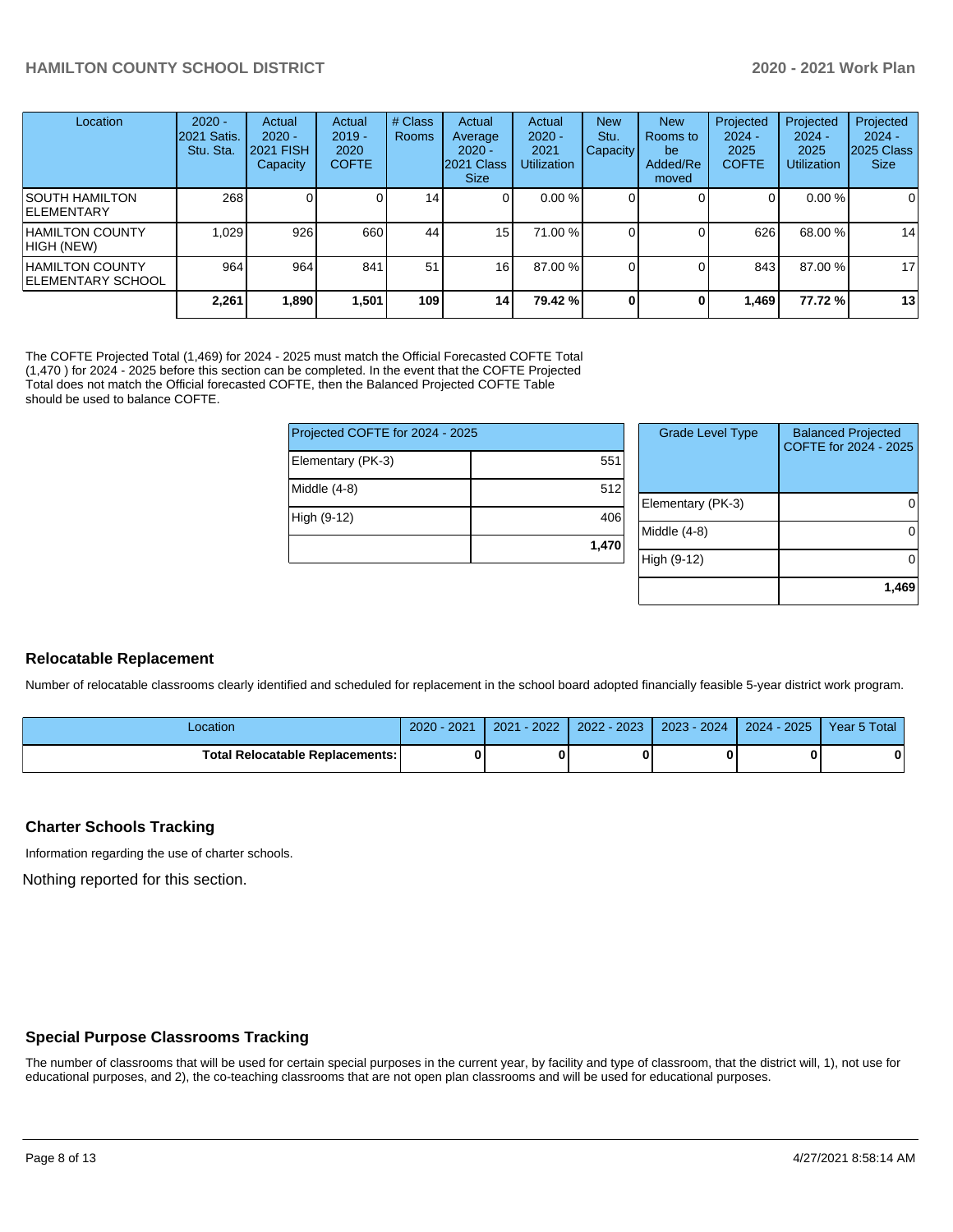| Location | 2020 - 2021 Satis. Stu. Sta. | Actual 2020 - 2021 FISH Capacity | Actual 2019 - 2020 COFTE | # Class Rooms | Actual Average 2020 - 2021 Class Size | Actual 2020 - 2021 Utilization | New Stu. Capacity | New Rooms to be Added/Removed | Projected 2024 - 2025 COFTE | Projected 2024 - 2025 Utilization | Projected 2024 - 2025 Class Size |
|---|---|---|---|---|---|---|---|---|---|---|---|
| SOUTH HAMILTON ELEMENTARY | 268 | 0 | 0 | 14 | 0 | 0.00 % | 0 | 0 | 0 | 0.00 % | 0 |
| HAMILTON COUNTY HIGH (NEW) | 1,029 | 926 | 660 | 44 | 15 | 71.00 % | 0 | 0 | 626 | 68.00 % | 14 |
| HAMILTON COUNTY ELEMENTARY SCHOOL | 964 | 964 | 841 | 51 | 16 | 87.00 % | 0 | 0 | 843 | 87.00 % | 17 |
| | **2,261** | **1,890** | **1,501** | **109** | **14** | **79.42 %** | **0** | **0** | **1,469** | **77.72 %** | **13** |

The COFTE Projected Total (1,469) for 2024 - 2025 must match the Official Forecasted COFTE Total (1,470 ) for 2024 - 2025 before this section can be completed. In the event that the COFTE Projected Total does not match the Official forecasted COFTE, then the Balanced Projected COFTE Table should be used to balance COFTE.

| Projected COFTE for 2024 - 2025 | |
|---|---|
| Elementary (PK-3) | 551 |
| Middle (4-8) | 512 |
| High (9-12) | 406 |
| | **1,470** |

| Grade Level Type | Balanced Projected COFTE for 2024 - 2025 |
|---|---|
| Elementary (PK-3) | 0 |
| Middle (4-8) | 0 |
| High (9-12) | 0 |
| | **1,469** |

## Relocatable Replacement

Number of relocatable classrooms clearly identified and scheduled for replacement in the school board adopted financially feasible 5-year district work program.

| Location | 2020 - 2021 | 2021 - 2022 | 2022 - 2023 | 2023 - 2024 | 2024 - 2025 | Year 5 Total |
|---|---|---|---|---|---|---|
| **Total Relocatable Replacements:** | **0** | **0** | **0** | **0** | **0** | **0** |

## Charter Schools Tracking

Information regarding the use of charter schools.

Nothing reported for this section.

## Special Purpose Classrooms Tracking

The number of classrooms that will be used for certain special purposes in the current year, by facility and type of classroom, that the district will, 1), not use for educational purposes, and 2), the co-teaching classrooms that are not open plan classrooms and will be used for educational purposes.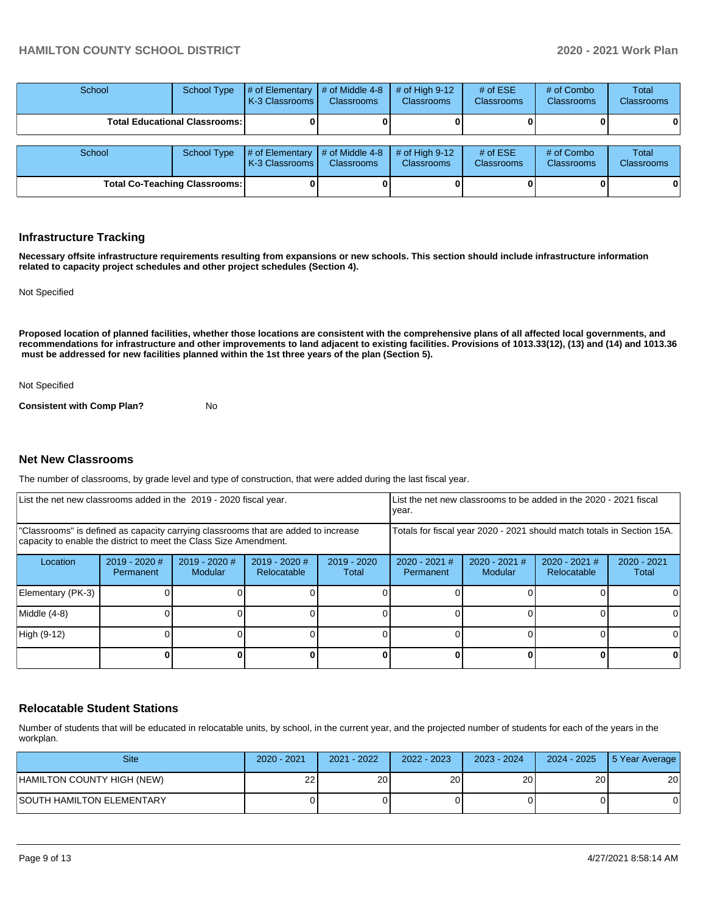| School | School Type | # of Elementary K-3 Classrooms | # of Middle 4-8 Classrooms | # of High 9-12 Classrooms | # of ESE Classrooms | # of Combo Classrooms | Total Classrooms |
|---|---|---|---|---|---|---|---|
| Total Educational Classrooms: | | 0 | 0 | 0 | 0 | 0 | 0 |

| School | School Type | # of Elementary K-3 Classrooms | # of Middle 4-8 Classrooms | # of High 9-12 Classrooms | # of ESE Classrooms | # of Combo Classrooms | Total Classrooms |
|---|---|---|---|---|---|---|---|
| Total Co-Teaching Classrooms: | | 0 | 0 | 0 | 0 | 0 | 0 |

## Infrastructure Tracking

**Necessary offsite infrastructure requirements resulting from expansions or new schools. This section should include infrastructure information related to capacity project schedules and other project schedules (Section 4).**

Not Specified

**Proposed location of planned facilities, whether those locations are consistent with the comprehensive plans of all affected local governments, and recommendations for infrastructure and other improvements to land adjacent to existing facilities. Provisions of 1013.33(12), (13) and (14) and 1013.36 must be addressed for new facilities planned within the 1st three years of the plan (Section 5).**

Not Specified

**Consistent with Comp Plan?** No

## Net New Classrooms

The number of classrooms, by grade level and type of construction, that were added during the last fiscal year.

| List the net new classrooms added in the 2019 - 2020 fiscal year. | | | | | List the net new classrooms to be added in the 2020 - 2021 fiscal year. | | | |
|---|---|---|---|---|---|---|---|---|
| "Classrooms" is defined as capacity carrying classrooms that are added to increase capacity to enable the district to meet the Class Size Amendment. | | | | | Totals for fiscal year 2020 - 2021 should match totals in Section 15A. | | | |
| Location | 2019 - 2020 # Permanent | 2019 - 2020 # Modular | 2019 - 2020 # Relocatable | 2019 - 2020 Total | 2020 - 2021 # Permanent | 2020 - 2021 # Modular | 2020 - 2021 # Relocatable | 2020 - 2021 Total |
| Elementary (PK-3) | 0 | 0 | 0 | 0 | 0 | 0 | 0 | 0 |
| Middle (4-8) | 0 | 0 | 0 | 0 | 0 | 0 | 0 | 0 |
| High (9-12) | 0 | 0 | 0 | 0 | 0 | 0 | 0 | 0 |
| | 0 | 0 | 0 | 0 | 0 | 0 | 0 | 0 |

## Relocatable Student Stations

Number of students that will be educated in relocatable units, by school, in the current year, and the projected number of students for each of the years in the workplan.

| Site | 2020 - 2021 | 2021 - 2022 | 2022 - 2023 | 2023 - 2024 | 2024 - 2025 | 5 Year Average |
|---|---|---|---|---|---|---|
| HAMILTON COUNTY HIGH (NEW) | 22 | 20 | 20 | 20 | 20 | 20 |
| SOUTH HAMILTON ELEMENTARY | 0 | 0 | 0 | 0 | 0 | 0 |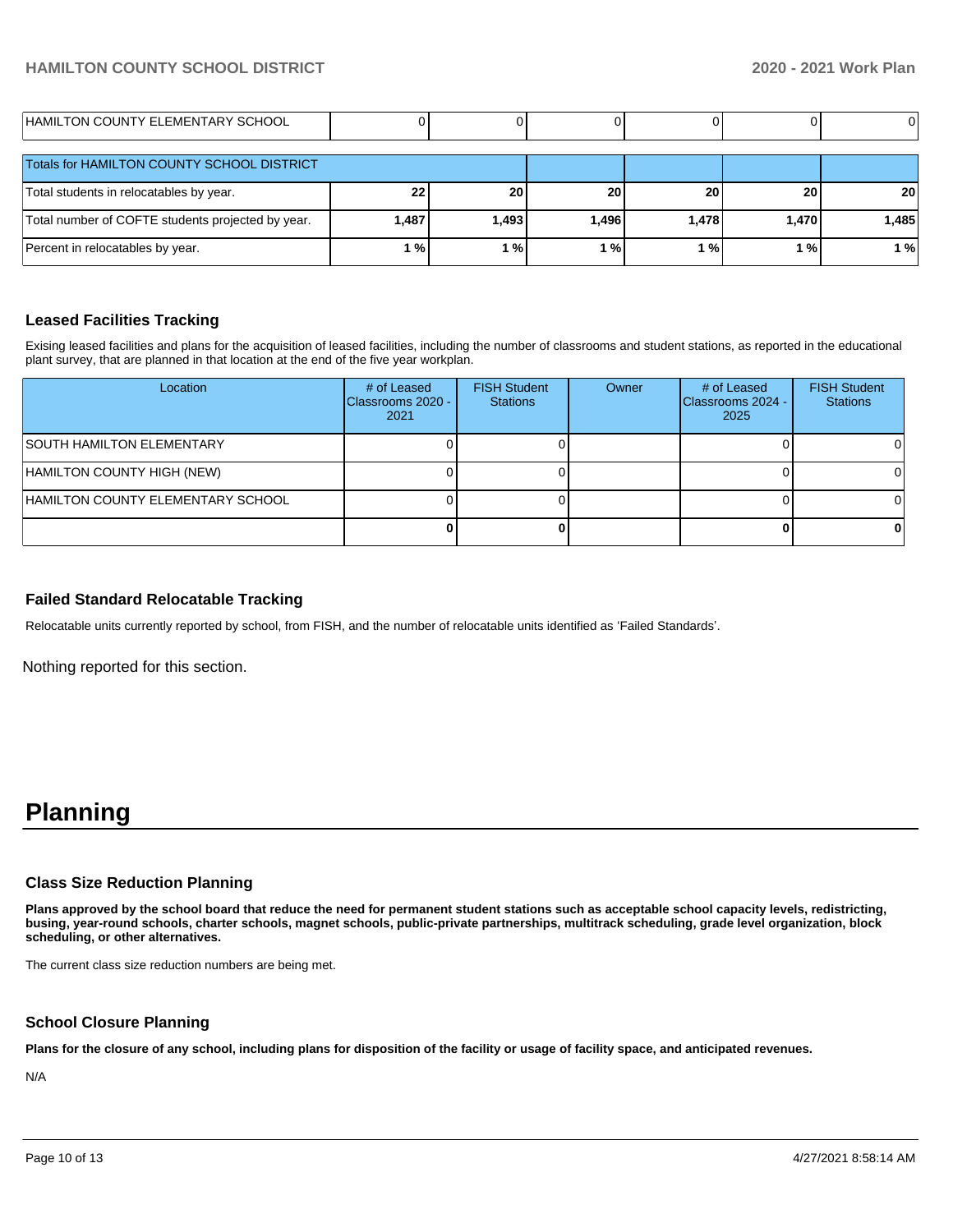| | | | | | | |
|---|---|---|---|---|---|---|
| HAMILTON COUNTY ELEMENTARY SCHOOL | 0 | 0 | 0 | 0 | 0 | 0 |

| Totals for HAMILTON COUNTY SCHOOL DISTRICT | | | | | | |
|---|---|---|---|---|---|---|
| Total students in relocatables by year. | **22** | **20** | **20** | **20** | **20** | **20** |
| Total number of COFTE students projected by year. | **1,487** | **1,493** | **1,496** | **1,478** | **1,470** | **1,485** |
| Percent in relocatables by year. | **1 %** | **1 %** | **1 %** | **1 %** | **1 %** | **1 %** |

### Leased Facilities Tracking

Exising leased facilities and plans for the acquisition of leased facilities, including the number of classrooms and student stations, as reported in the educational plant survey, that are planned in that location at the end of the five year workplan.

| Location | # of Leased Classrooms 2020 - 2021 | FISH Student Stations | Owner | # of Leased Classrooms 2024 - 2025 | FISH Student Stations |
|---|---|---|---|---|---|
| SOUTH HAMILTON ELEMENTARY | 0 | 0 | | 0 | 0 |
| HAMILTON COUNTY HIGH (NEW) | 0 | 0 | | 0 | 0 |
| HAMILTON COUNTY ELEMENTARY SCHOOL | 0 | 0 | | 0 | 0 |
| | **0** | **0** | | **0** | **0** |

### Failed Standard Relocatable Tracking

Relocatable units currently reported by school, from FISH, and the number of relocatable units identified as 'Failed Standards'.

Nothing reported for this section.

# Planning

### Class Size Reduction Planning

**Plans approved by the school board that reduce the need for permanent student stations such as acceptable school capacity levels, redistricting, busing, year-round schools, charter schools, magnet schools, public-private partnerships, multitrack scheduling, grade level organization, block scheduling, or other alternatives.**

The current class size reduction numbers are being met.

### School Closure Planning

**Plans for the closure of any school, including plans for disposition of the facility or usage of facility space, and anticipated revenues.**

N/A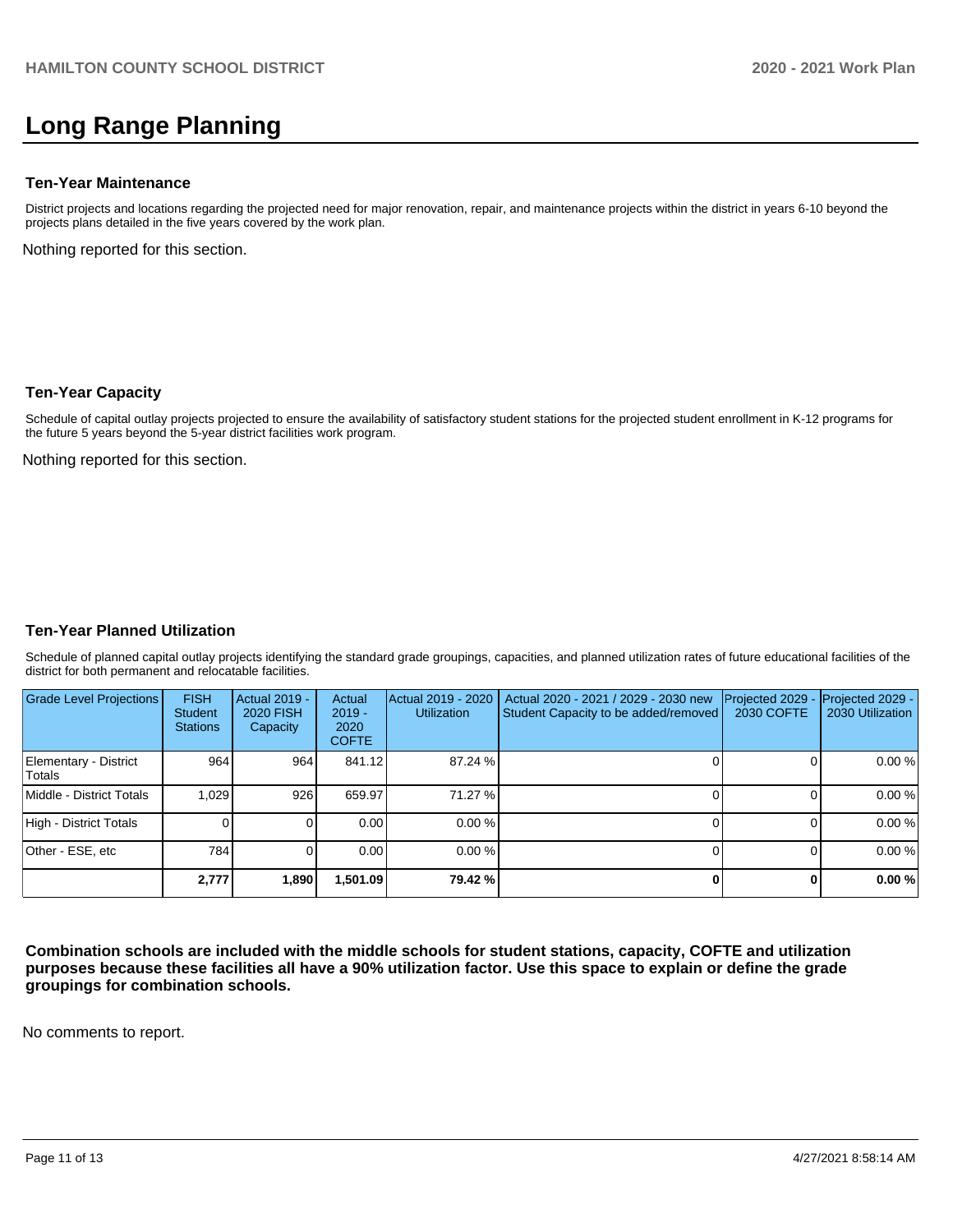# Long Range Planning

### Ten-Year Maintenance

District projects and locations regarding the projected need for major renovation, repair, and maintenance projects within the district in years 6-10 beyond the projects plans detailed in the five years covered by the work plan.

Nothing reported for this section.

### Ten-Year Capacity

Schedule of capital outlay projects projected to ensure the availability of satisfactory student stations for the projected student enrollment in K-12 programs for the future 5 years beyond the 5-year district facilities work program.

Nothing reported for this section.

### Ten-Year Planned Utilization

Schedule of planned capital outlay projects identifying the standard grade groupings, capacities, and planned utilization rates of future educational facilities of the district for both permanent and relocatable facilities.

| Grade Level Projections | FISH Student Stations | Actual 2019 - 2020 FISH Capacity | Actual 2019 - 2020 COFTE | Actual 2019 - 2020 Utilization | Actual 2020 - 2021 / 2029 - 2030 new Student Capacity to be added/removed | Projected 2029 - 2030 COFTE | Projected 2029 - 2030 Utilization |
|---|---|---|---|---|---|---|---|
| Elementary - District Totals | 964 | 964 | 841.12 | 87.24 % | 0 | 0 | 0.00 % |
| Middle - District Totals | 1,029 | 926 | 659.97 | 71.27 % | 0 | 0 | 0.00 % |
| High - District Totals | 0 | 0 | 0.00 | 0.00 % | 0 | 0 | 0.00 % |
| Other - ESE, etc | 784 | 0 | 0.00 | 0.00 % | 0 | 0 | 0.00 % |
| | **2,777** | **1,890** | **1,501.09** | **79.42 %** | **0** | **0** | **0.00 %** |

**Combination schools are included with the middle schools for student stations, capacity, COFTE and utilization purposes because these facilities all have a 90% utilization factor. Use this space to explain or define the grade groupings for combination schools.**

No comments to report.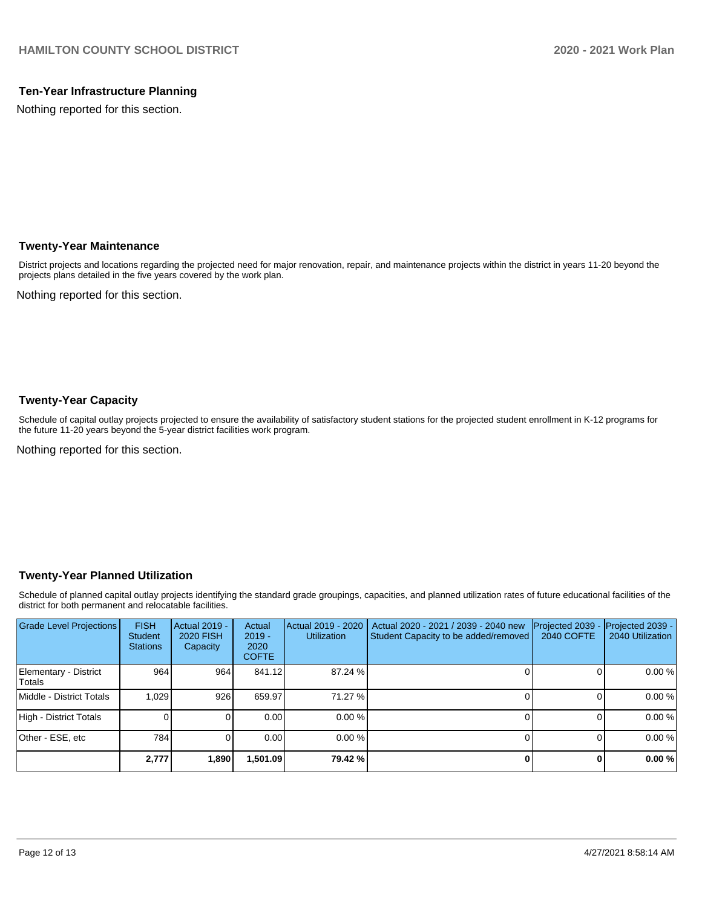## Ten-Year Infrastructure Planning

Nothing reported for this section.

## Twenty-Year Maintenance

District projects and locations regarding the projected need for major renovation, repair, and maintenance projects within the district in years 11-20 beyond the projects plans detailed in the five years covered by the work plan.

Nothing reported for this section.

## Twenty-Year Capacity

Schedule of capital outlay projects projected to ensure the availability of satisfactory student stations for the projected student enrollment in K-12 programs for the future 11-20 years beyond the 5-year district facilities work program.

Nothing reported for this section.

## Twenty-Year Planned Utilization

Schedule of planned capital outlay projects identifying the standard grade groupings, capacities, and planned utilization rates of future educational facilities of the district for both permanent and relocatable facilities.

| Grade Level Projections | FISH Student Stations | Actual 2019 - 2020 FISH Capacity | Actual 2019 - 2020 COFTE | Actual 2019 - 2020 Utilization | Actual 2020 - 2021 / 2039 - 2040 new Student Capacity to be added/removed | Projected 2039 - 2040 COFTE | Projected 2039 - 2040 Utilization |
|---|---|---|---|---|---|---|---|
| Elementary - District Totals | 964 | 964 | 841.12 | 87.24 % | 0 | 0 | 0.00 % |
| Middle - District Totals | 1,029 | 926 | 659.97 | 71.27 % | 0 | 0 | 0.00 % |
| High - District Totals | 0 | 0 | 0.00 | 0.00 % | 0 | 0 | 0.00 % |
| Other - ESE, etc | 784 | 0 | 0.00 | 0.00 % | 0 | 0 | 0.00 % |
| | **2,777** | **1,890** | **1,501.09** | **79.42 %** | **0** | **0** | **0.00 %** |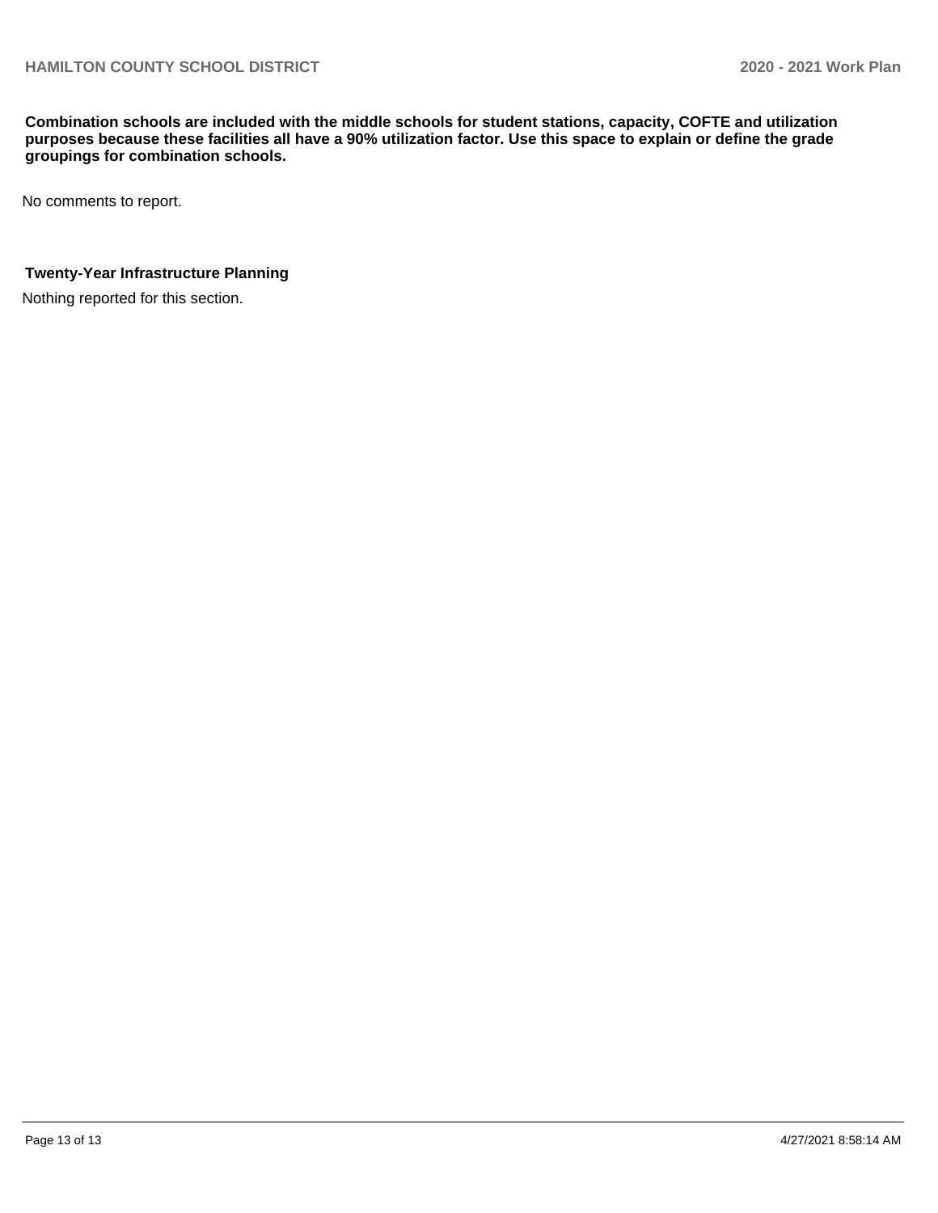**Combination schools are included with the middle schools for student stations, capacity, COFTE and utilization purposes because these facilities all have a 90% utilization factor. Use this space to explain or define the grade groupings for combination schools.**

No comments to report.

**Twenty-Year Infrastructure Planning**

Nothing reported for this section.